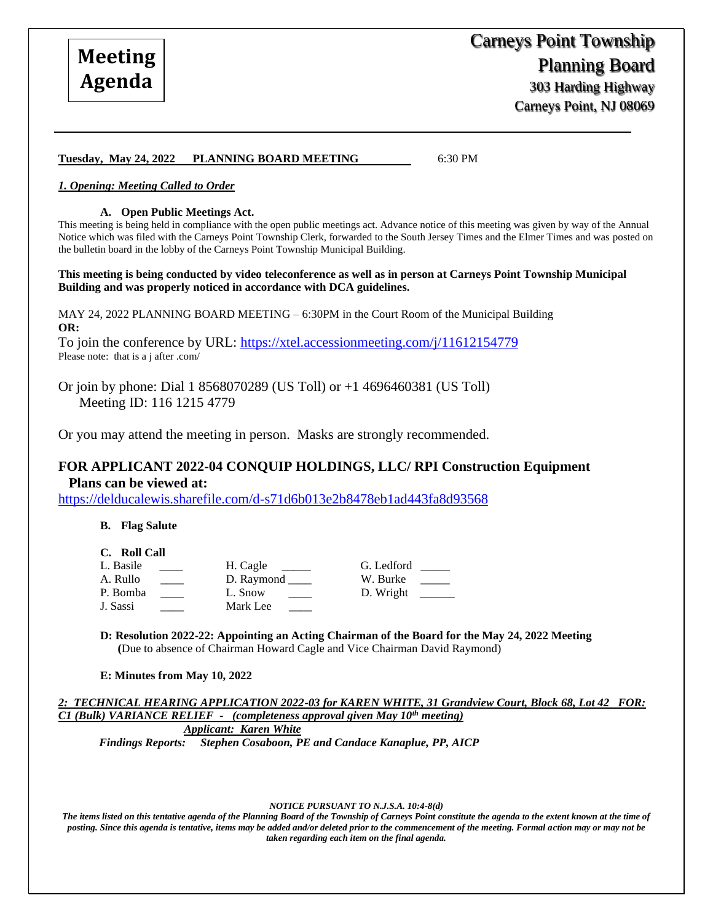# Meeting Agenda

**Carneys Point Township Planning Board**
303 Harding Highway
Carneys Point, NJ 08069

---

**Tuesday, May 24, 2022 PLANNING BOARD MEETING** 6:30 PM

***1. Opening: Meeting Called to Order***

**A. Open Public Meetings Act.**

This meeting is being held in compliance with the open public meetings act. Advance notice of this meeting was given by way of the Annual Notice which was filed with the Carneys Point Township Clerk, forwarded to the South Jersey Times and the Elmer Times and was posted on the bulletin board in the lobby of the Carneys Point Township Municipal Building.

**This meeting is being conducted by video teleconference as well as in person at Carneys Point Township Municipal Building and was properly noticed in accordance with DCA guidelines.**

MAY 24, 2022 PLANNING BOARD MEETING – 6:30PM in the Court Room of the Municipal Building
**OR:**
To join the conference by URL: https://xtel.accessionmeeting.com/j/11612154779
Please note: that is a j after .com/

Or join by phone: Dial 1 8568070289 (US Toll) or +1 4696460381 (US Toll)
Meeting ID: 116 1215 4779

Or you may attend the meeting in person. Masks are strongly recommended.

## FOR APPLICANT 2022-04 CONQUIP HOLDINGS, LLC/ RPI Construction Equipment Plans can be viewed at:

https://delducalewis.sharefile.com/d-s71d6b013e2b8478eb1ad443fa8d93568

**B. Flag Salute**

**C. Roll Call**

| | | |
|---|---|---|
| L. Basile ____ | H. Cagle _____ | G. Ledford _____ |
| A. Rullo ____ | D. Raymond ____ | W. Burke _____ |
| P. Bomba ____ | L. Snow ____ | D. Wright ______ |
| J. Sassi ____ | Mark Lee ____ | |

**D: Resolution 2022-22: Appointing an Acting Chairman of the Board for the May 24, 2022 Meeting**
**(**Due to absence of Chairman Howard Cagle and Vice Chairman David Raymond)

**E: Minutes from May 10, 2022**

***2: TECHNICAL HEARING APPLICATION 2022-03 for KAREN WHITE, 31 Grandview Court, Block 68, Lot 42 FOR: C1 (Bulk) VARIANCE RELIEF - (completeness approval given May 10th meeting)***

***Applicant: Karen White***

***Findings Reports: Stephen Cosaboon, PE and Candace Kanaplue, PP, AICP***

***NOTICE PURSUANT TO N.J.S.A. 10:4-8(d)***

***The items listed on this tentative agenda of the Planning Board of the Township of Carneys Point constitute the agenda to the extent known at the time of posting. Since this agenda is tentative, items may be added and/or deleted prior to the commencement of the meeting. Formal action may or may not be taken regarding each item on the final agenda.***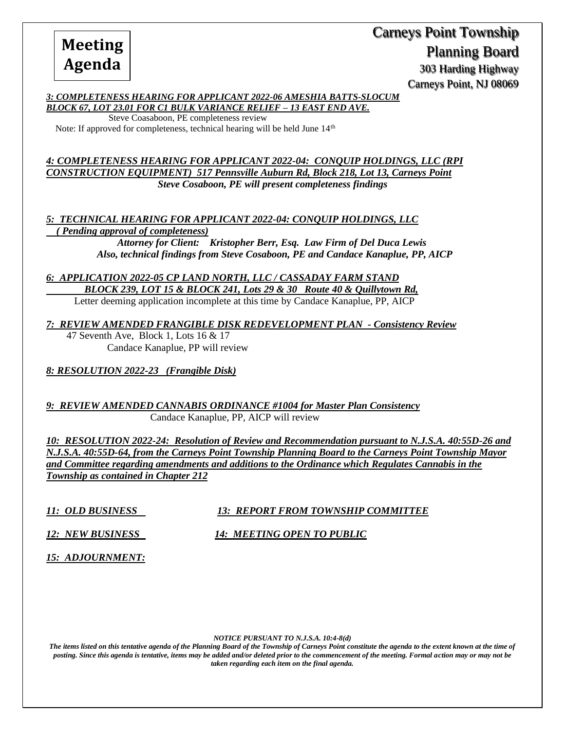**Meeting Agenda**

**Carneys Point Township**
**Planning Board**
303 Harding Highway
Carneys Point, NJ 08069

***3: COMPLETENESS HEARING FOR APPLICANT 2022-06 AMESHIA BATTS-SLOCUM BLOCK 67, LOT 23.01 FOR C1 BULK VARIANCE RELIEF – 13 EAST END AVE.***

Steve Coasaboon, PE completeness review

Note: If approved for completeness, technical hearing will be held June 14th

***4: COMPLETENESS HEARING FOR APPLICANT 2022-04: CONQUIP HOLDINGS, LLC (RPI CONSTRUCTION EQUIPMENT) 517 Pennsville Auburn Rd, Block 218, Lot 13, Carneys Point***

*Steve Cosaboon, PE will present completeness findings*

***5: TECHNICAL HEARING FOR APPLICANT 2022-04: CONQUIP HOLDINGS, LLC ( Pending approval of completeness)***

*Attorney for Client: Kristopher Berr, Esq. Law Firm of Del Duca Lewis*

*Also, technical findings from Steve Cosaboon, PE and Candace Kanaplue, PP, AICP*

***6: APPLICATION 2022-05 CP LAND NORTH, LLC / CASSADAY FARM STAND BLOCK 239, LOT 15 & BLOCK 241, Lots 29 & 30 Route 40 & Quillytown Rd,***

Letter deeming application incomplete at this time by Candace Kanaplue, PP, AICP

***7: REVIEW AMENDED FRANGIBLE DISK REDEVELOPMENT PLAN - Consistency Review***

47 Seventh Ave, Block 1, Lots 16 & 17

Candace Kanaplue, PP will review

***8: RESOLUTION 2022-23 (Frangible Disk)***

***9: REVIEW AMENDED CANNABIS ORDINANCE #1004 for Master Plan Consistency***

Candace Kanaplue, PP, AICP will review

***10: RESOLUTION 2022-24: Resolution of Review and Recommendation pursuant to N.J.S.A. 40:55D-26 and N.J.S.A. 40:55D-64, from the Carneys Point Township Planning Board to the Carneys Point Township Mayor and Committee regarding amendments and additions to the Ordinance which Regulates Cannabis in the Township as contained in Chapter 212***

***11: OLD BUSINESS***

***12: NEW BUSINESS***

***13: REPORT FROM TOWNSHIP COMMITTEE***

***14: MEETING OPEN TO PUBLIC***

***15: ADJOURNMENT:***

***NOTICE PURSUANT TO N.J.S.A. 10:4-8(d)***

***The items listed on this tentative agenda of the Planning Board of the Township of Carneys Point constitute the agenda to the extent known at the time of posting. Since this agenda is tentative, items may be added and/or deleted prior to the commencement of the meeting. Formal action may or may not be taken regarding each item on the final agenda.***